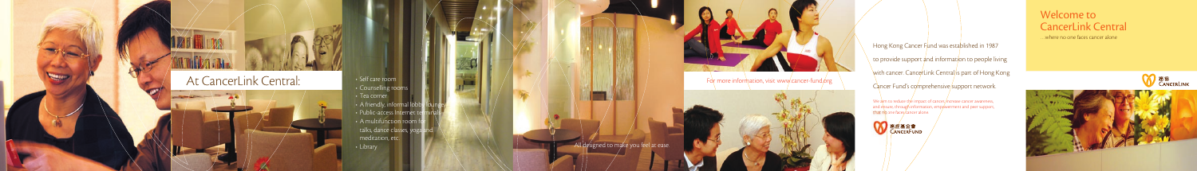## At CancerLink Central:

- Self care room
- Counselling rooms
- Tea corner
- A friendly, informal lobby lounge
- Public-access Internet terminals
- A multifunction room for talks, dance classes, yoga and meditation, etc.
- Library

All designed to make you feel at ease.

For more information, visit www.cancer-fund.org

Hong Kong Cancer Fund was established in 1987 to provide support and information to people living with cancer. CancerLink Central is part of Hong Kong Cancer Fund's comprehensive support network.

We aim to reduce the impact of cancer, increase cancer awareness, and ensure, through information, empowerment and peer support, that no one faces cancer alone.

香港癌症基金會 CANCERFUND

# Welcome to CancerLink Central

…where no one faces cancer alone

癌協 CANCERLINK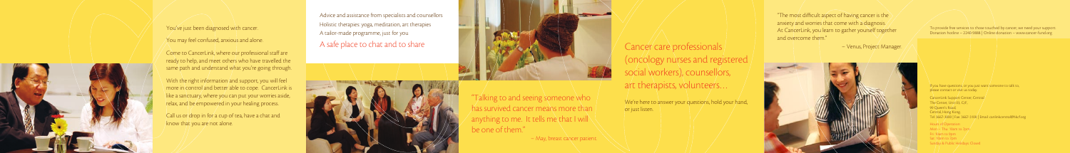You've just been diagnosed with cancer.

You may feel confused, anxious and alone.

Come to CancerLink, where our professional staff are ready to help, and meet others who have travelled the same path and understand what you're going through.

With the right information and support, you will feel more in control and better able to cope. CancerLink is like a sanctuary, where you can put your worries aside, relax, and be empowered in your healing process.

Call us or drop in for a cup of tea, have a chat and know that you are not alone.

Advice and assistance from specialists and counsellors
Holistic therapies: yoga, meditation, art therapies
A tailor-made programme, just for you

## A safe place to chat and to share

"Talking to and seeing someone who has survived cancer means more than anything to me. It tells me that I will be one of them."

– May, breast cancer patient

## Cancer care professionals (oncology nurses and registered social workers), counsellors, art therapists, volunteers…

We're here to answer your questions, hold your hand, or just listen.

"The most difficult aspect of having cancer is the anxiety and worries that come with a diagnosis. At CancerLink, you learn to gather yourself together and overcome them."

– Venus, Project Manager.

To provide free services to those touched by cancer, we need your support. Donation hotline – 2240-9888 | Online donation – www.cancer-fund.org

If you have questions, or you just want someone to talk to, please contact or visit us today.

CancerLink Support Center, Central
The Center, Unit 01, G/F,
99 Queen's Road
Central, Hong Kong
Tel: 3667-3000 | Fax: 3667-3100 | Email: canlinkcentral@hkcf.org

Hours of Operation:
Mon – Thu: 10am to 7pm
Fri: 10am to 6pm
Sat: 10am to 2pm
Sunday & Public Holidays: Closed